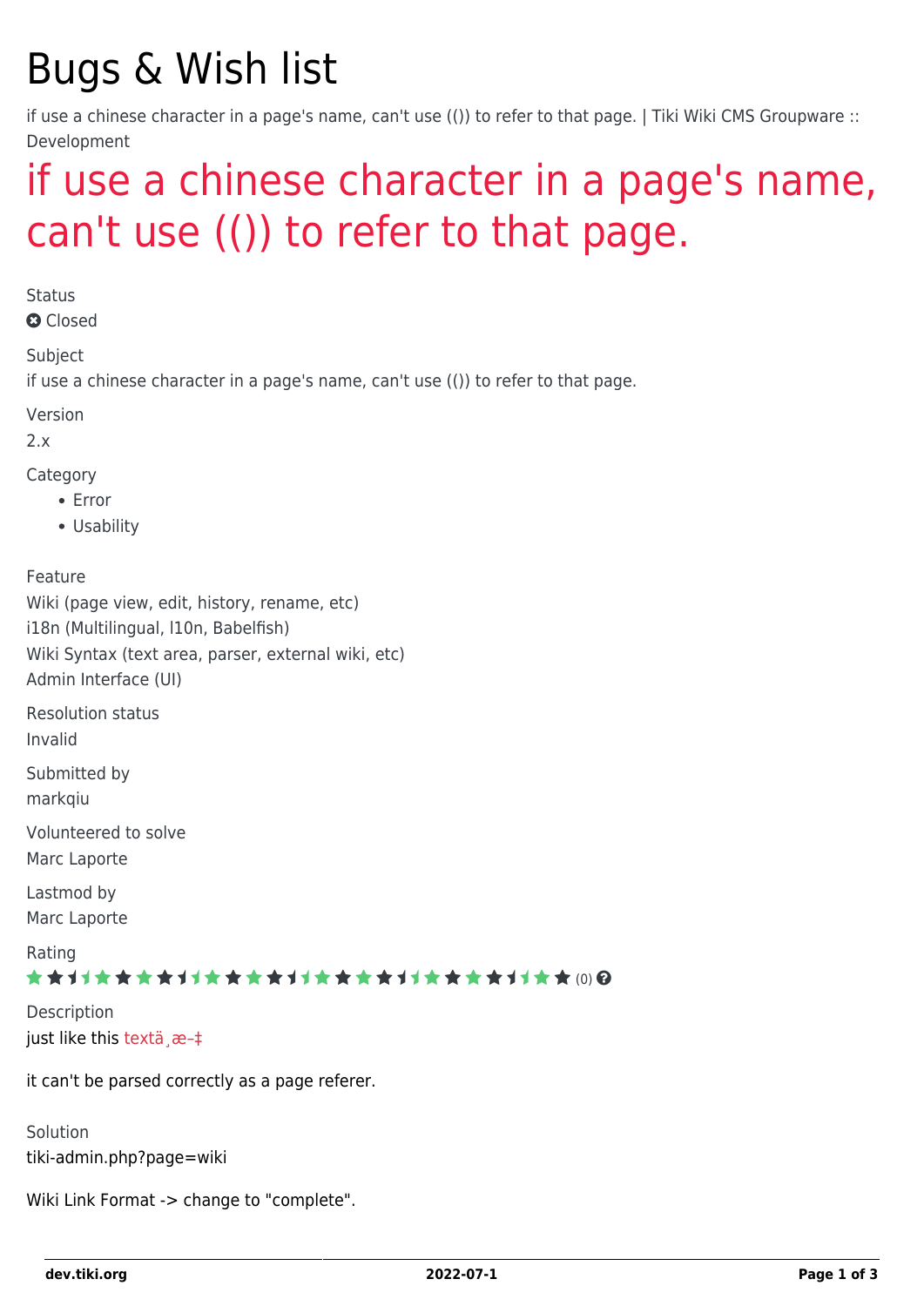# Bugs & Wish list

if use a chinese character in a page's name, can't use (()) to refer to that page. | Tiki Wiki CMS Groupware :: Development

## if use a chinese character in a page's name, can't use (()) to refer to that page.

Status

Closed

Subject

if use a chinese character in a page's name, can't use (()) to refer to that page.

Version

2.x

Category

- Error
- Usability

Feature

Wiki (page view, edit, history, rename, etc)
i18n (Multilingual, l10n, Babelfish)
Wiki Syntax (text area, parser, external wiki, etc)
Admin Interface (UI)

Resolution status

Invalid

Submitted by

markqiu

Volunteered to solve

Marc Laporte

Lastmod by

Marc Laporte

Rating

(0)

Description

just like this textä¸æ–‡

it can't be parsed correctly as a page referer.

Solution

tiki-admin.php?page=wiki

Wiki Link Format -> change to "complete".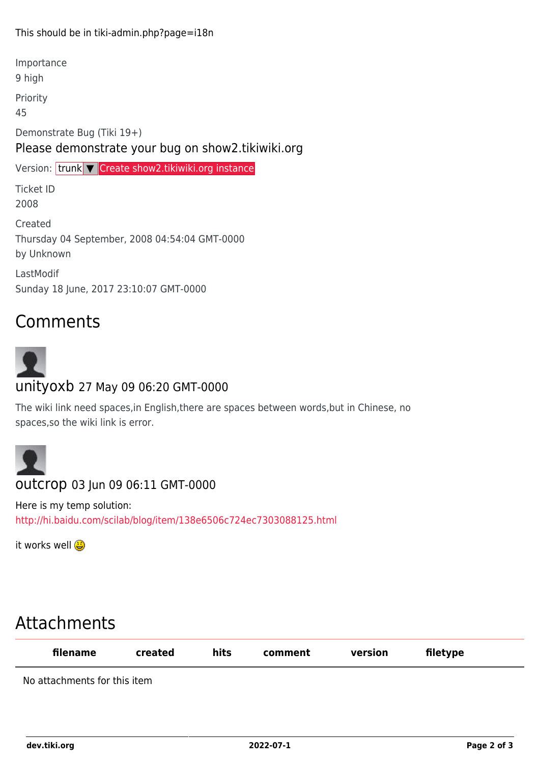This should be in tiki-admin.php?page=i18n

Importance
9 high

Priority
45

Demonstrate Bug (Tiki 19+)

Please demonstrate your bug on show2.tikiwiki.org

Version: trunk ▼ Create show2.tikiwiki.org instance

Ticket ID
2008

Created
Thursday 04 September, 2008 04:54:04 GMT-0000
by Unknown

LastModif
Sunday 18 June, 2017 23:10:07 GMT-0000

## Comments

### unityoxb 27 May 09 06:20 GMT-0000

The wiki link need spaces,in English,there are spaces between words,but in Chinese, no spaces,so the wiki link is error.

### outcrop 03 Jun 09 06:11 GMT-0000

Here is my temp solution:
http://hi.baidu.com/scilab/blog/item/138e6506c724ec7303088125.html

it works well

## Attachments

| filename | created | hits | comment | version | filetype |
|---|---|---|---|---|---|
| No attachments for this item | | | | | |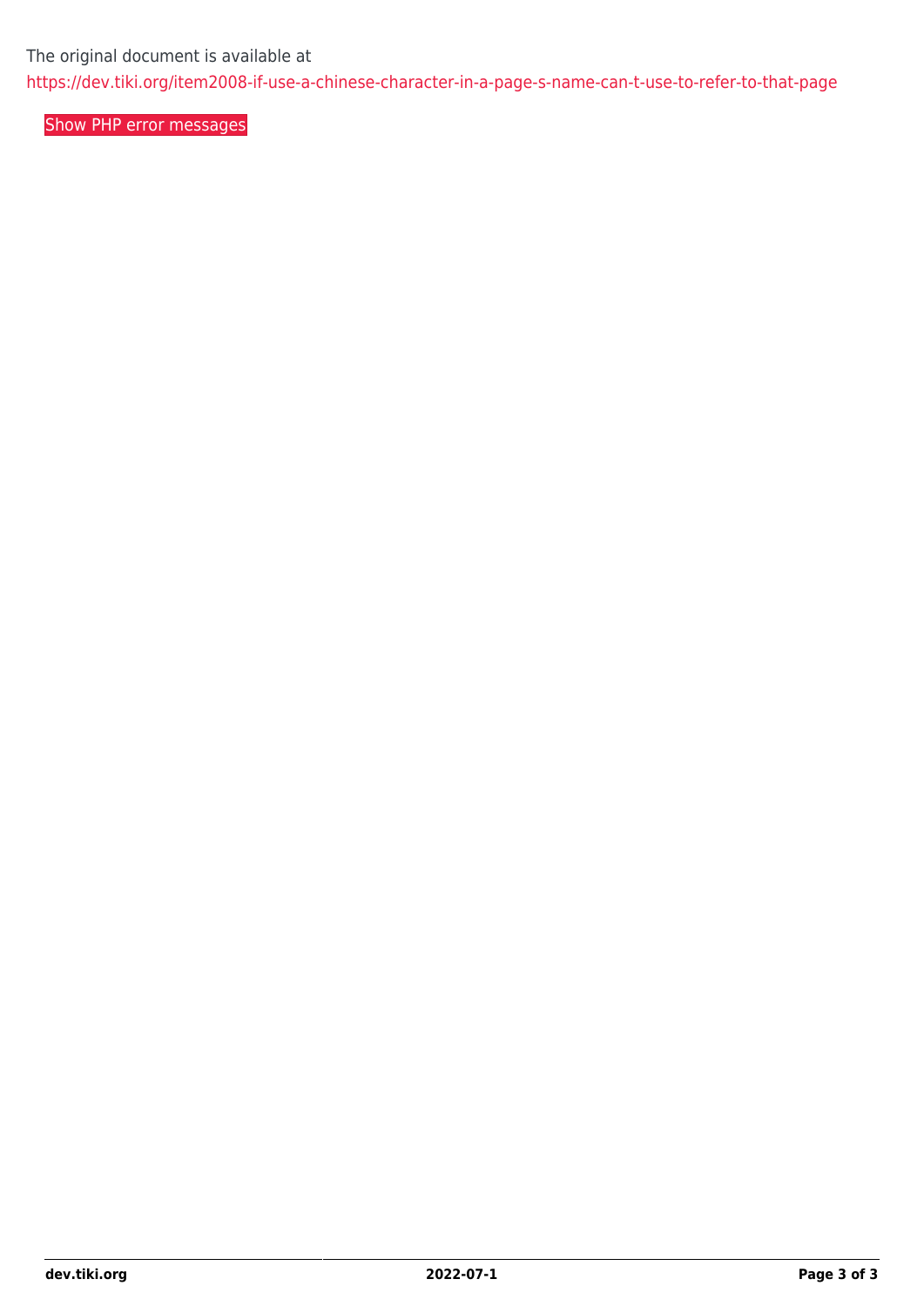The original document is available at
https://dev.tiki.org/item2008-if-use-a-chinese-character-in-a-page-s-name-can-t-use-to-refer-to-that-page

Show PHP error messages